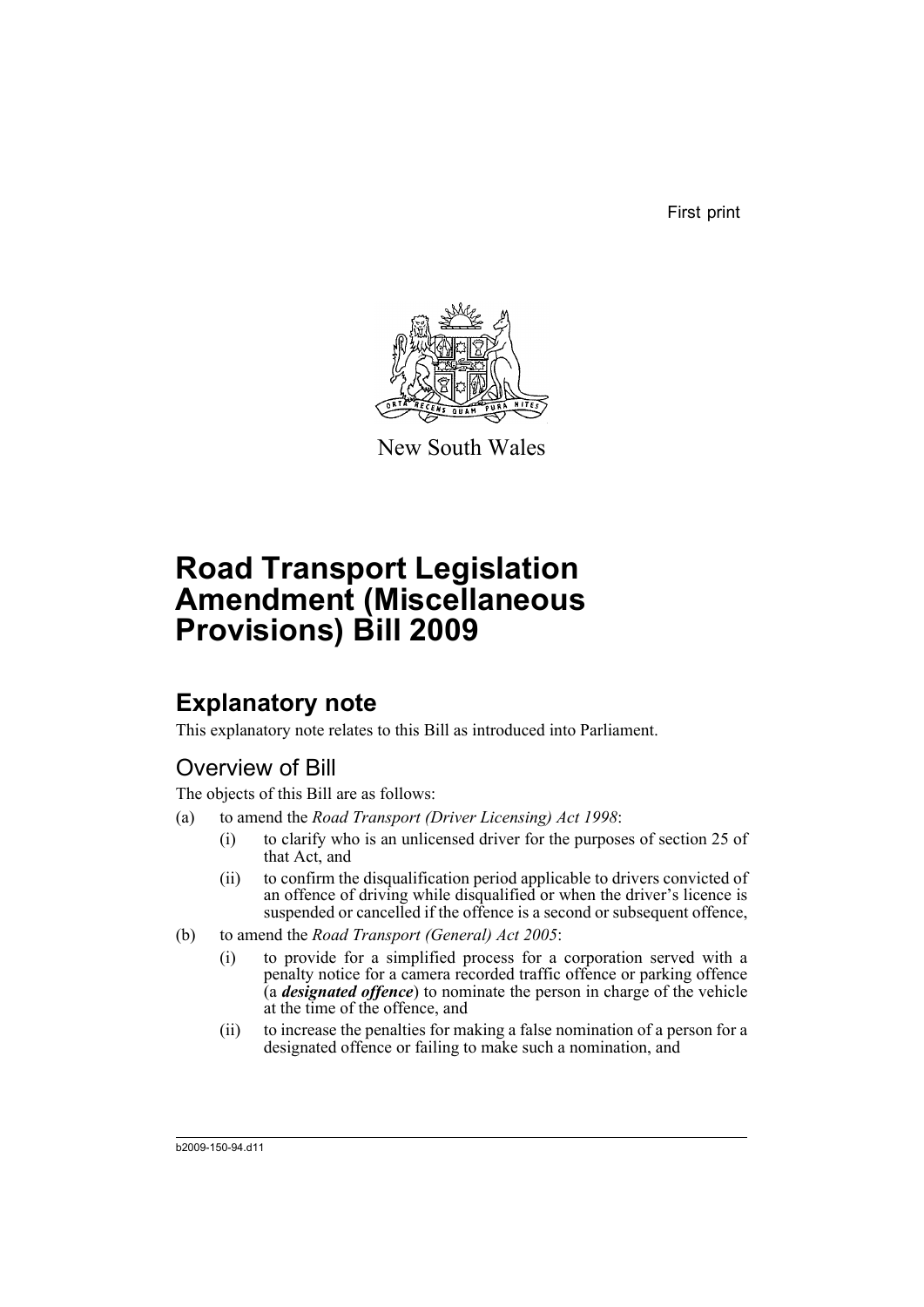First print

New South Wales

# Road Transport Legislation Amendment (Miscellaneous Provisions) Bill 2009

## Explanatory note

This explanatory note relates to this Bill as introduced into Parliament.

### Overview of Bill

The objects of this Bill are as follows:

(a) to amend the *Road Transport (Driver Licensing) Act 1998*:

- (i) to clarify who is an unlicensed driver for the purposes of section 25 of that Act, and
- (ii) to confirm the disqualification period applicable to drivers convicted of an offence of driving while disqualified or when the driver's licence is suspended or cancelled if the offence is a second or subsequent offence,

(b) to amend the *Road Transport (General) Act 2005*:

- (i) to provide for a simplified process for a corporation served with a penalty notice for a camera recorded traffic offence or parking offence (a ***designated offence***) to nominate the person in charge of the vehicle at the time of the offence, and
- (ii) to increase the penalties for making a false nomination of a person for a designated offence or failing to make such a nomination, and

b2009-150-94.d11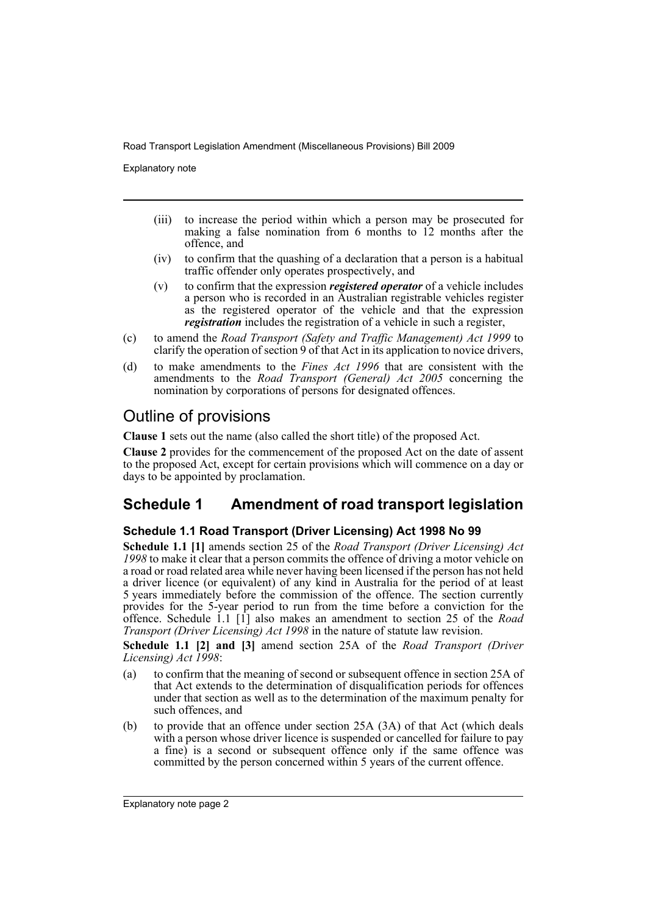- (iii) to increase the period within which a person may be prosecuted for making a false nomination from 6 months to 12 months after the offence, and
- (iv) to confirm that the quashing of a declaration that a person is a habitual traffic offender only operates prospectively, and
- (v) to confirm that the expression ***registered operator*** of a vehicle includes a person who is recorded in an Australian registrable vehicles register as the registered operator of the vehicle and that the expression ***registration*** includes the registration of a vehicle in such a register,

(c) to amend the *Road Transport (Safety and Traffic Management) Act 1999* to clarify the operation of section 9 of that Act in its application to novice drivers,

(d) to make amendments to the *Fines Act 1996* that are consistent with the amendments to the *Road Transport (General) Act 2005* concerning the nomination by corporations of persons for designated offences.

## Outline of provisions

**Clause 1** sets out the name (also called the short title) of the proposed Act.

**Clause 2** provides for the commencement of the proposed Act on the date of assent to the proposed Act, except for certain provisions which will commence on a day or days to be appointed by proclamation.

## Schedule 1 Amendment of road transport legislation

### Schedule 1.1 Road Transport (Driver Licensing) Act 1998 No 99

**Schedule 1.1 [1]** amends section 25 of the *Road Transport (Driver Licensing) Act 1998* to make it clear that a person commits the offence of driving a motor vehicle on a road or road related area while never having been licensed if the person has not held a driver licence (or equivalent) of any kind in Australia for the period of at least 5 years immediately before the commission of the offence. The section currently provides for the 5-year period to run from the time before a conviction for the offence. Schedule 1.1 [1] also makes an amendment to section 25 of the *Road Transport (Driver Licensing) Act 1998* in the nature of statute law revision.

**Schedule 1.1 [2] and [3]** amend section 25A of the *Road Transport (Driver Licensing) Act 1998*:

(a) to confirm that the meaning of second or subsequent offence in section 25A of that Act extends to the determination of disqualification periods for offences under that section as well as to the determination of the maximum penalty for such offences, and

(b) to provide that an offence under section 25A (3A) of that Act (which deals with a person whose driver licence is suspended or cancelled for failure to pay a fine) is a second or subsequent offence only if the same offence was committed by the person concerned within 5 years of the current offence.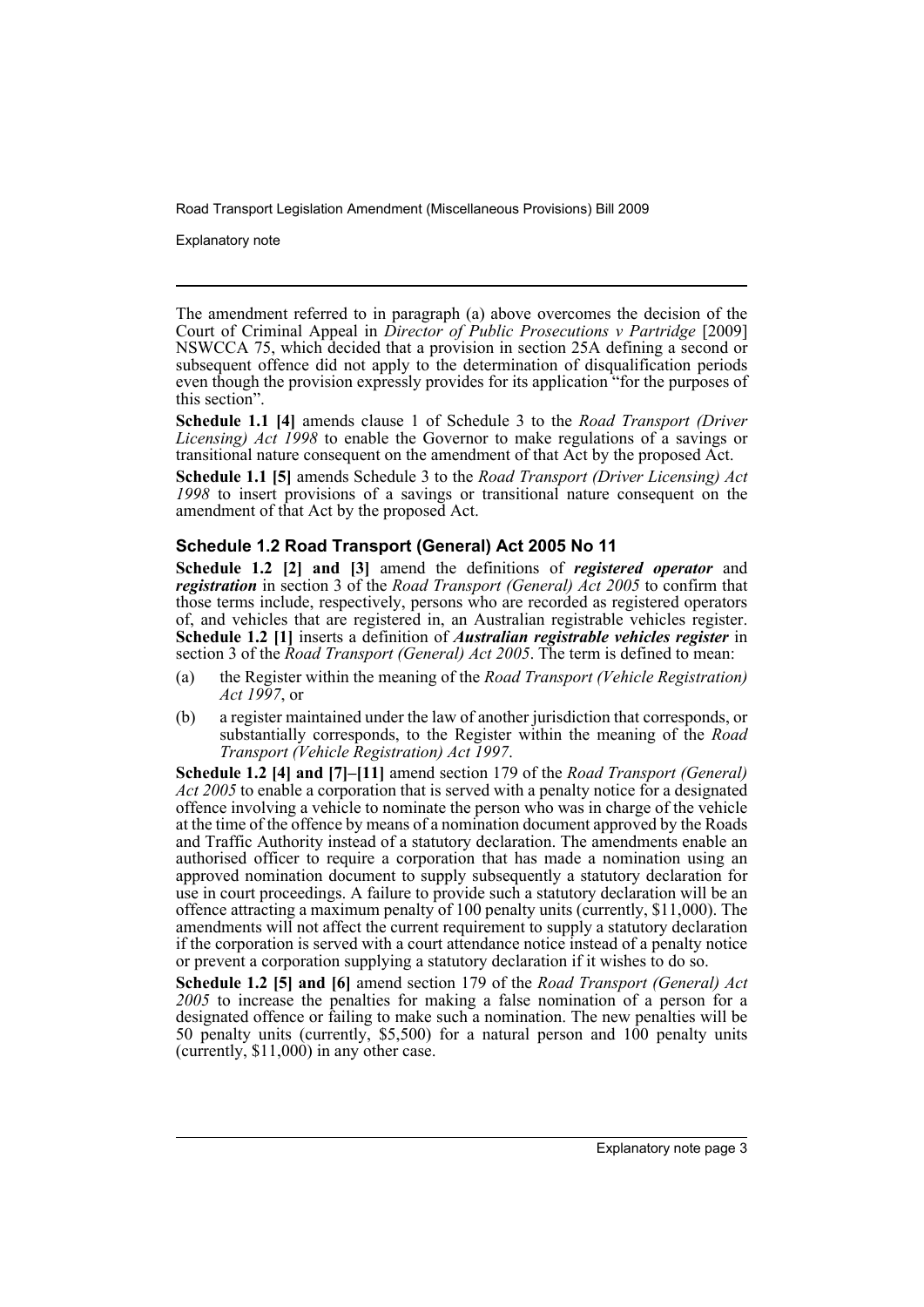The amendment referred to in paragraph (a) above overcomes the decision of the Court of Criminal Appeal in *Director of Public Prosecutions v Partridge* [2009] NSWCCA 75, which decided that a provision in section 25A defining a second or subsequent offence did not apply to the determination of disqualification periods even though the provision expressly provides for its application "for the purposes of this section".

**Schedule 1.1 [4]** amends clause 1 of Schedule 3 to the *Road Transport (Driver Licensing) Act 1998* to enable the Governor to make regulations of a savings or transitional nature consequent on the amendment of that Act by the proposed Act.

**Schedule 1.1 [5]** amends Schedule 3 to the *Road Transport (Driver Licensing) Act 1998* to insert provisions of a savings or transitional nature consequent on the amendment of that Act by the proposed Act.

### Schedule 1.2 Road Transport (General) Act 2005 No 11

**Schedule 1.2 [2] and [3]** amend the definitions of ***registered operator*** and ***registration*** in section 3 of the *Road Transport (General) Act 2005* to confirm that those terms include, respectively, persons who are recorded as registered operators of, and vehicles that are registered in, an Australian registrable vehicles register. **Schedule 1.2 [1]** inserts a definition of ***Australian registrable vehicles register*** in section 3 of the *Road Transport (General) Act 2005*. The term is defined to mean:

(a) the Register within the meaning of the *Road Transport (Vehicle Registration) Act 1997*, or

(b) a register maintained under the law of another jurisdiction that corresponds, or substantially corresponds, to the Register within the meaning of the *Road Transport (Vehicle Registration) Act 1997*.

**Schedule 1.2 [4] and [7]–[11]** amend section 179 of the *Road Transport (General) Act 2005* to enable a corporation that is served with a penalty notice for a designated offence involving a vehicle to nominate the person who was in charge of the vehicle at the time of the offence by means of a nomination document approved by the Roads and Traffic Authority instead of a statutory declaration. The amendments enable an authorised officer to require a corporation that has made a nomination using an approved nomination document to supply subsequently a statutory declaration for use in court proceedings. A failure to provide such a statutory declaration will be an offence attracting a maximum penalty of 100 penalty units (currently, $11,000). The amendments will not affect the current requirement to supply a statutory declaration if the corporation is served with a court attendance notice instead of a penalty notice or prevent a corporation supplying a statutory declaration if it wishes to do so.

**Schedule 1.2 [5] and [6]** amend section 179 of the *Road Transport (General) Act 2005* to increase the penalties for making a false nomination of a person for a designated offence or failing to make such a nomination. The new penalties will be 50 penalty units (currently, $5,500) for a natural person and 100 penalty units (currently, $11,000) in any other case.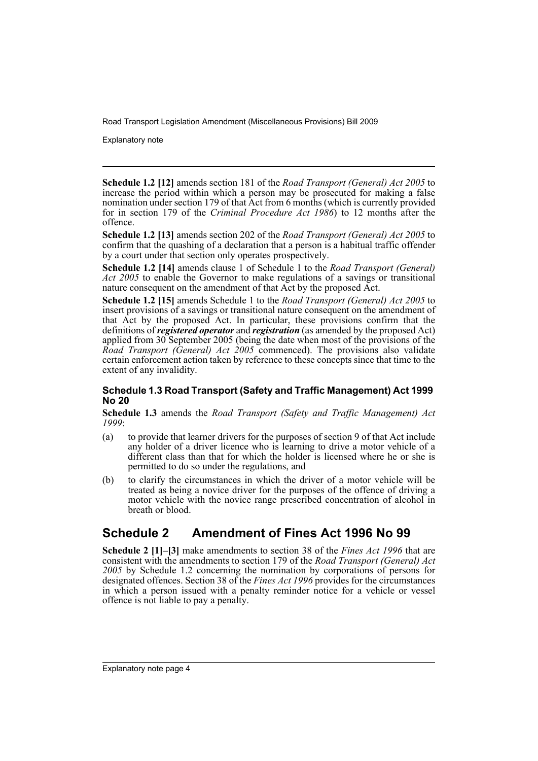**Schedule 1.2 [12]** amends section 181 of the *Road Transport (General) Act 2005* to increase the period within which a person may be prosecuted for making a false nomination under section 179 of that Act from 6 months (which is currently provided for in section 179 of the *Criminal Procedure Act 1986*) to 12 months after the offence.

**Schedule 1.2 [13]** amends section 202 of the *Road Transport (General) Act 2005* to confirm that the quashing of a declaration that a person is a habitual traffic offender by a court under that section only operates prospectively.

**Schedule 1.2 [14]** amends clause 1 of Schedule 1 to the *Road Transport (General) Act 2005* to enable the Governor to make regulations of a savings or transitional nature consequent on the amendment of that Act by the proposed Act.

**Schedule 1.2 [15]** amends Schedule 1 to the *Road Transport (General) Act 2005* to insert provisions of a savings or transitional nature consequent on the amendment of that Act by the proposed Act. In particular, these provisions confirm that the definitions of ***registered operator*** and ***registration*** (as amended by the proposed Act) applied from 30 September 2005 (being the date when most of the provisions of the *Road Transport (General) Act 2005* commenced). The provisions also validate certain enforcement action taken by reference to these concepts since that time to the extent of any invalidity.

### Schedule 1.3 Road Transport (Safety and Traffic Management) Act 1999 No 20

**Schedule 1.3** amends the *Road Transport (Safety and Traffic Management) Act 1999*:

(a) to provide that learner drivers for the purposes of section 9 of that Act include any holder of a driver licence who is learning to drive a motor vehicle of a different class than that for which the holder is licensed where he or she is permitted to do so under the regulations, and

(b) to clarify the circumstances in which the driver of a motor vehicle will be treated as being a novice driver for the purposes of the offence of driving a motor vehicle with the novice range prescribed concentration of alcohol in breath or blood.

## Schedule 2 Amendment of Fines Act 1996 No 99

**Schedule 2 [1]–[3]** make amendments to section 38 of the *Fines Act 1996* that are consistent with the amendments to section 179 of the *Road Transport (General) Act 2005* by Schedule 1.2 concerning the nomination by corporations of persons for designated offences. Section 38 of the *Fines Act 1996* provides for the circumstances in which a person issued with a penalty reminder notice for a vehicle or vessel offence is not liable to pay a penalty.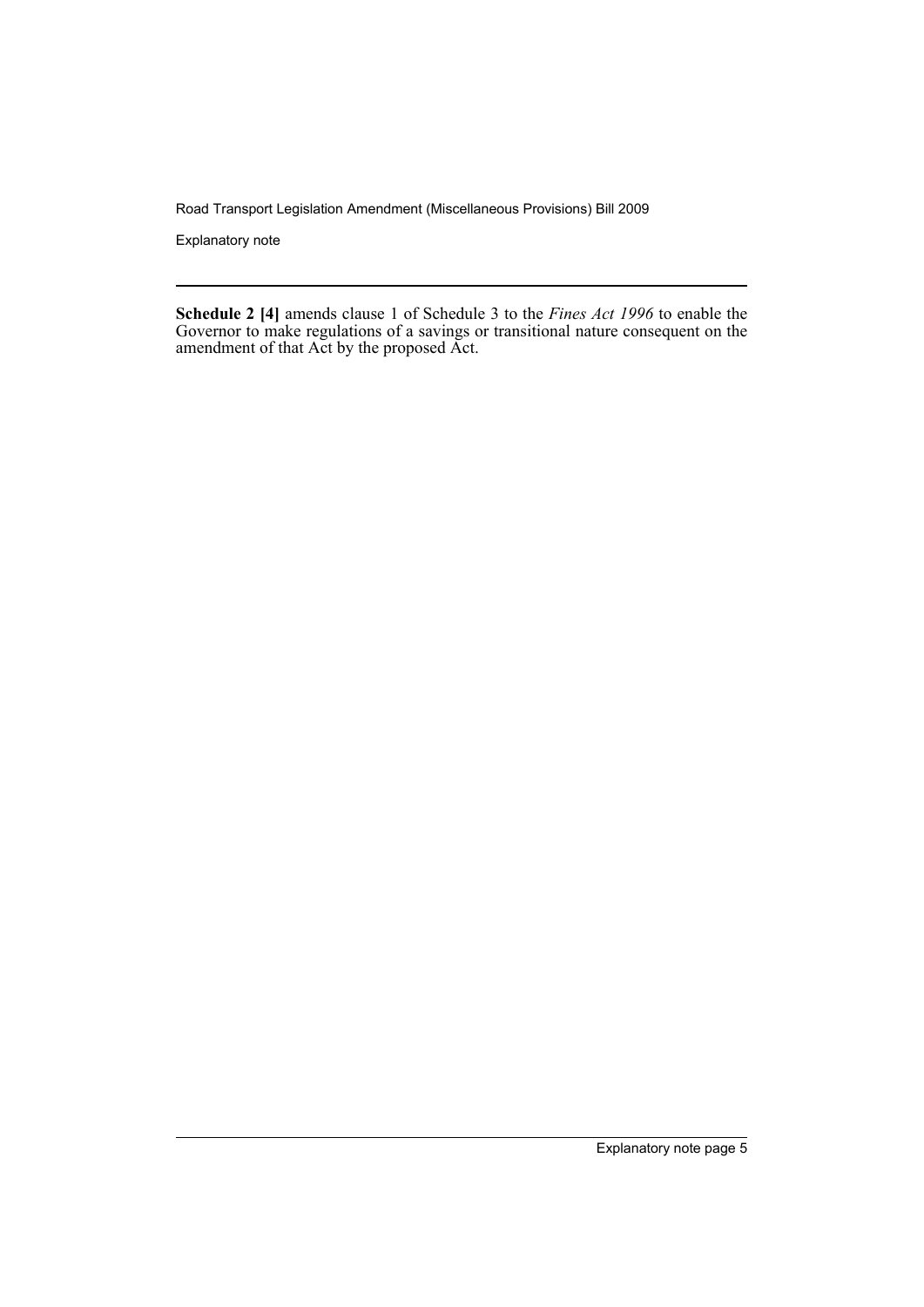**Schedule 2 [4]** amends clause 1 of Schedule 3 to the *Fines Act 1996* to enable the Governor to make regulations of a savings or transitional nature consequent on the amendment of that Act by the proposed Act.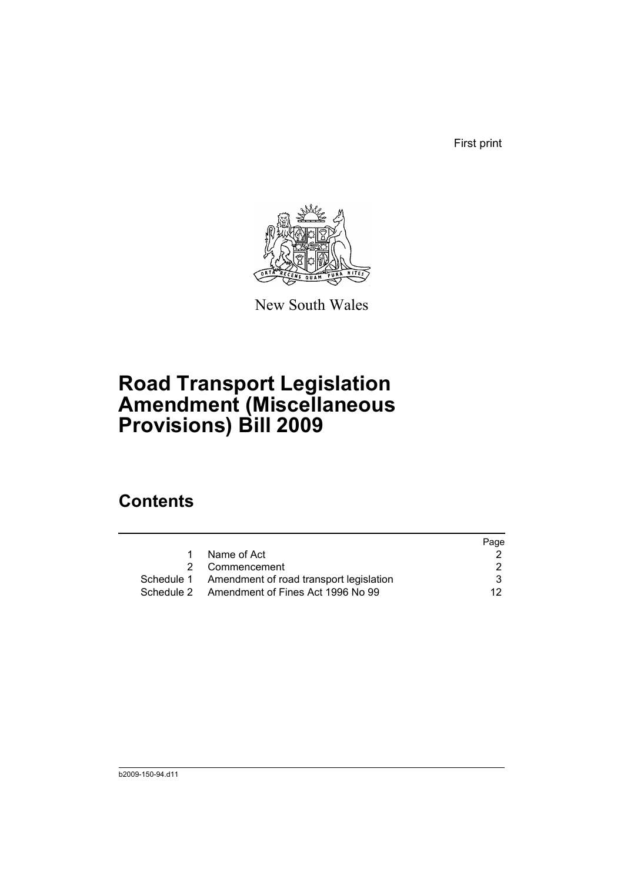First print

New South Wales

# Road Transport Legislation Amendment (Miscellaneous Provisions) Bill 2009

## Contents

| | | Page |
|---|---|---|
| 1 | Name of Act | 2 |
| 2 | Commencement | 2 |
| Schedule 1 | Amendment of road transport legislation | 3 |
| Schedule 2 | Amendment of Fines Act 1996 No 99 | 12 |

b2009-150-94.d11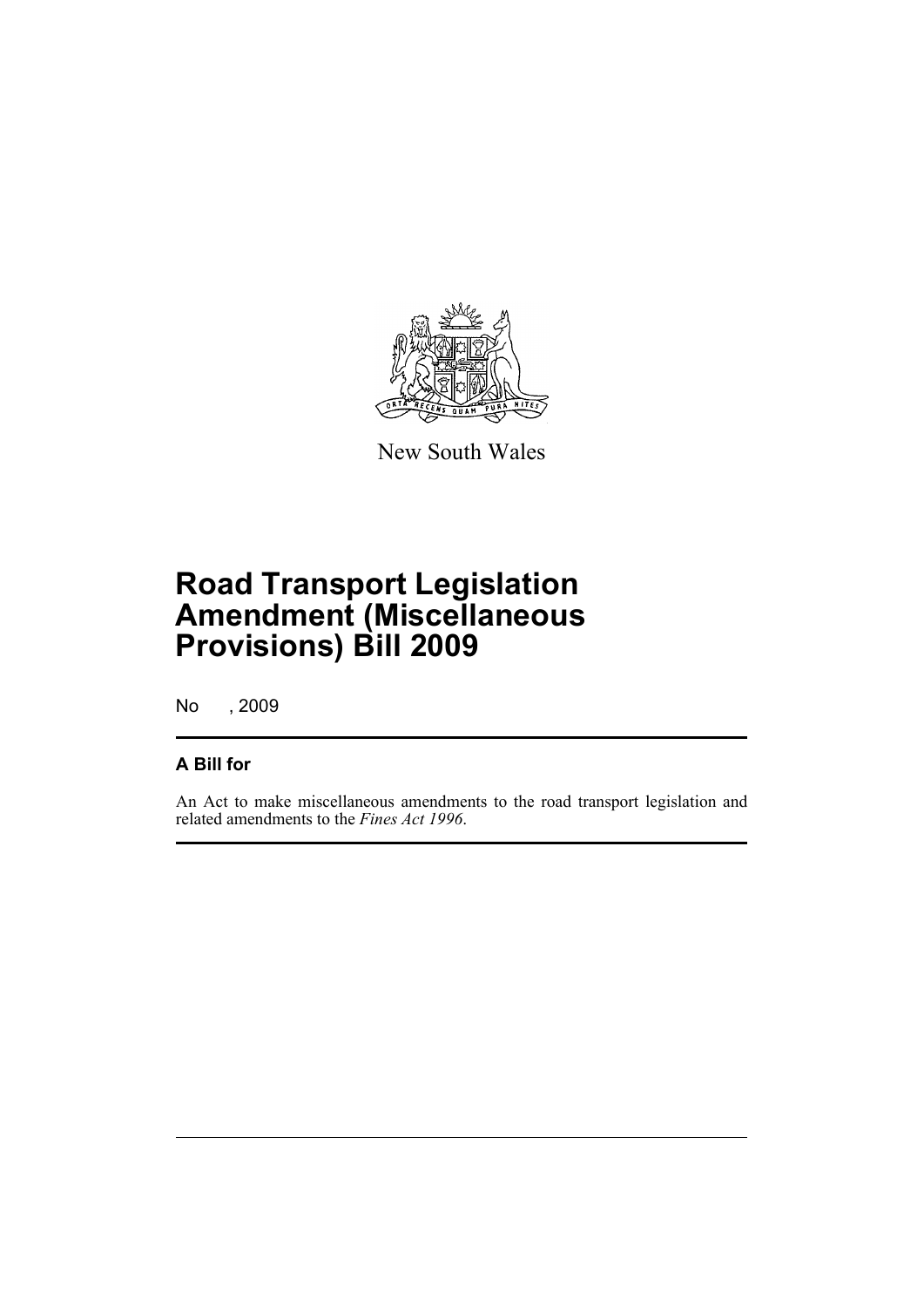New South Wales

# Road Transport Legislation Amendment (Miscellaneous Provisions) Bill 2009

No , 2009

## A Bill for

An Act to make miscellaneous amendments to the road transport legislation and related amendments to the *Fines Act 1996*.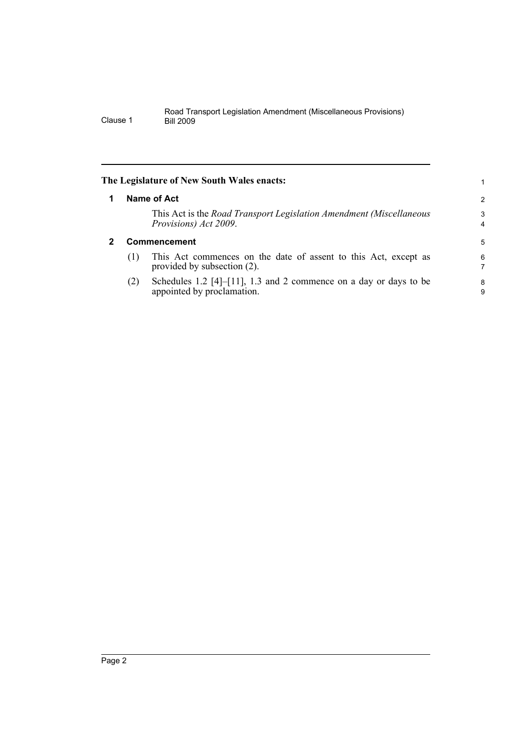**The Legislature of New South Wales enacts:**

## 1 Name of Act

This Act is the *Road Transport Legislation Amendment (Miscellaneous Provisions) Act 2009*.

## 2 Commencement

(1) This Act commences on the date of assent to this Act, except as provided by subsection (2).

(2) Schedules 1.2 [4]–[11], 1.3 and 2 commence on a day or days to be appointed by proclamation.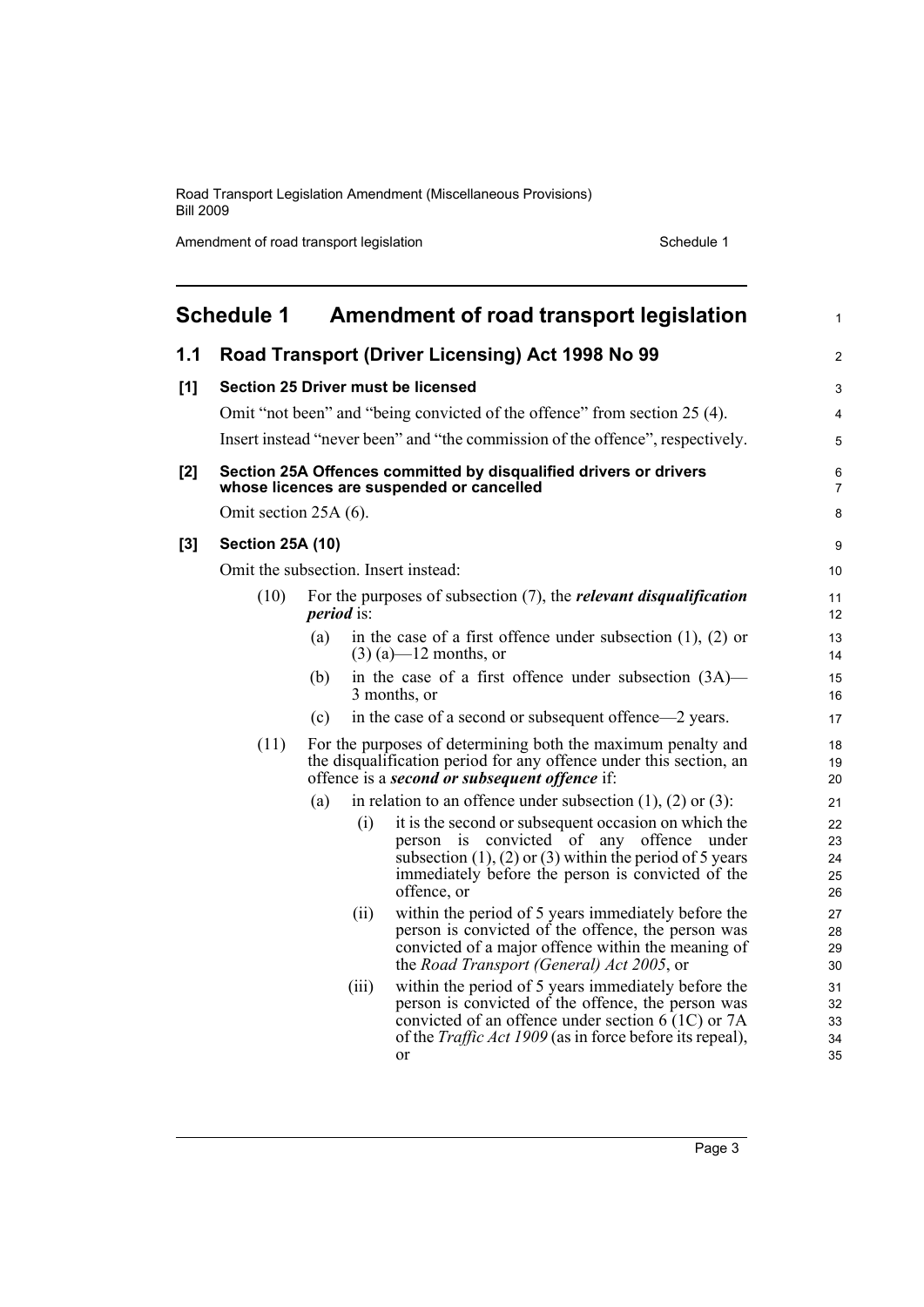## Schedule 1 Amendment of road transport legislation

### 1.1 Road Transport (Driver Licensing) Act 1998 No 99

**[1] Section 25 Driver must be licensed**

Omit "not been" and "being convicted of the offence" from section 25 (4).

Insert instead "never been" and "the commission of the offence", respectively.

**[2] Section 25A Offences committed by disqualified drivers or drivers whose licences are suspended or cancelled**

Omit section 25A (6).

**[3] Section 25A (10)**

Omit the subsection. Insert instead:

(10) For the purposes of subsection (7), the ***relevant disqualification period*** is:

(a) in the case of a first offence under subsection (1), (2) or (3) (a)—12 months, or

(b) in the case of a first offence under subsection (3A)—3 months, or

(c) in the case of a second or subsequent offence—2 years.

(11) For the purposes of determining both the maximum penalty and the disqualification period for any offence under this section, an offence is a ***second or subsequent offence*** if:

(a) in relation to an offence under subsection (1), (2) or (3):

(i) it is the second or subsequent occasion on which the person is convicted of any offence under subsection (1), (2) or (3) within the period of 5 years immediately before the person is convicted of the offence, or

(ii) within the period of 5 years immediately before the person is convicted of the offence, the person was convicted of a major offence within the meaning of the *Road Transport (General) Act 2005*, or

(iii) within the period of 5 years immediately before the person is convicted of the offence, the person was convicted of an offence under section 6 (1C) or 7A of the *Traffic Act 1909* (as in force before its repeal), or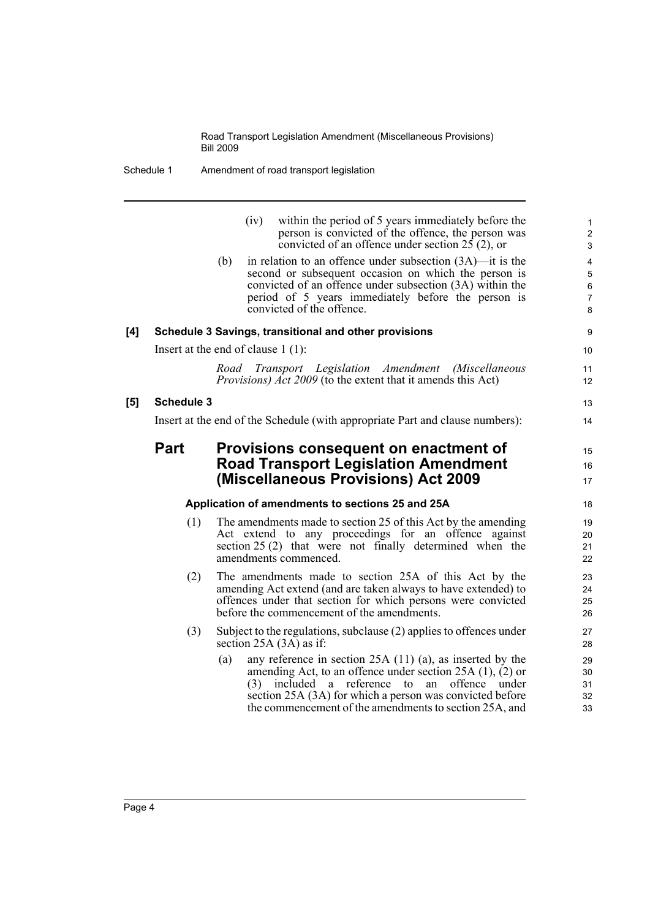(iv) within the period of 5 years immediately before the person is convicted of the offence, the person was convicted of an offence under section 25 (2), or

(b) in relation to an offence under subsection (3A)—it is the second or subsequent occasion on which the person is convicted of an offence under subsection (3A) within the period of 5 years immediately before the person is convicted of the offence.

**[4] Schedule 3 Savings, transitional and other provisions**

Insert at the end of clause 1 (1):

*Road Transport Legislation Amendment (Miscellaneous Provisions) Act 2009* (to the extent that it amends this Act)

**[5] Schedule 3**

Insert at the end of the Schedule (with appropriate Part and clause numbers):

## Part Provisions consequent on enactment of Road Transport Legislation Amendment (Miscellaneous Provisions) Act 2009

**Application of amendments to sections 25 and 25A**

(1) The amendments made to section 25 of this Act by the amending Act extend to any proceedings for an offence against section 25 (2) that were not finally determined when the amendments commenced.

(2) The amendments made to section 25A of this Act by the amending Act extend (and are taken always to have extended) to offences under that section for which persons were convicted before the commencement of the amendments.

(3) Subject to the regulations, subclause (2) applies to offences under section 25A (3A) as if:

(a) any reference in section 25A (11) (a), as inserted by the amending Act, to an offence under section 25A (1), (2) or (3) included a reference to an offence under section 25A (3A) for which a person was convicted before the commencement of the amendments to section 25A, and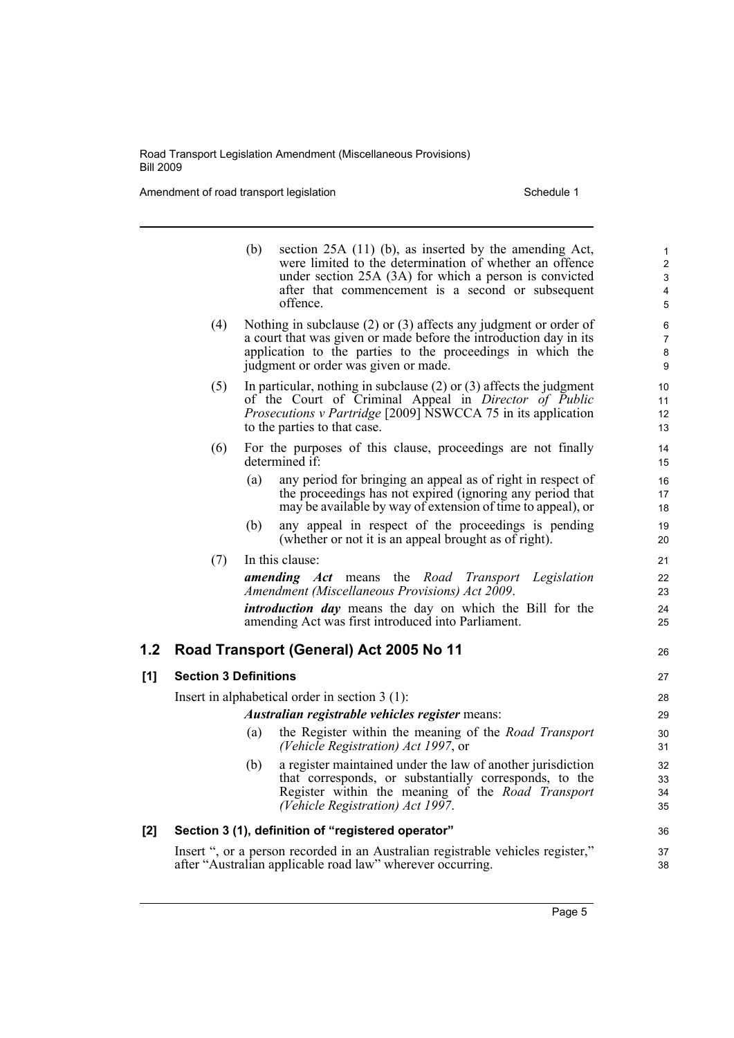(b) section 25A (11) (b), as inserted by the amending Act, were limited to the determination of whether an offence under section 25A (3A) for which a person is convicted after that commencement is a second or subsequent offence.

(4) Nothing in subclause (2) or (3) affects any judgment or order of a court that was given or made before the introduction day in its application to the parties to the proceedings in which the judgment or order was given or made.

(5) In particular, nothing in subclause (2) or (3) affects the judgment of the Court of Criminal Appeal in *Director of Public Prosecutions v Partridge* [2009] NSWCCA 75 in its application to the parties to that case.

(6) For the purposes of this clause, proceedings are not finally determined if:

- (a) any period for bringing an appeal as of right in respect of the proceedings has not expired (ignoring any period that may be available by way of extension of time to appeal), or
- (b) any appeal in respect of the proceedings is pending (whether or not it is an appeal brought as of right).

(7) In this clause:

***amending Act*** means the *Road Transport Legislation Amendment (Miscellaneous Provisions) Act 2009*.

***introduction day*** means the day on which the Bill for the amending Act was first introduced into Parliament.

## 1.2 Road Transport (General) Act 2005 No 11

### [1] Section 3 Definitions

Insert in alphabetical order in section 3 (1):

***Australian registrable vehicles register*** means:

- (a) the Register within the meaning of the *Road Transport (Vehicle Registration) Act 1997*, or
- (b) a register maintained under the law of another jurisdiction that corresponds, or substantially corresponds, to the Register within the meaning of the *Road Transport (Vehicle Registration) Act 1997*.

### [2] Section 3 (1), definition of "registered operator"

Insert ", or a person recorded in an Australian registrable vehicles register," after "Australian applicable road law" wherever occurring.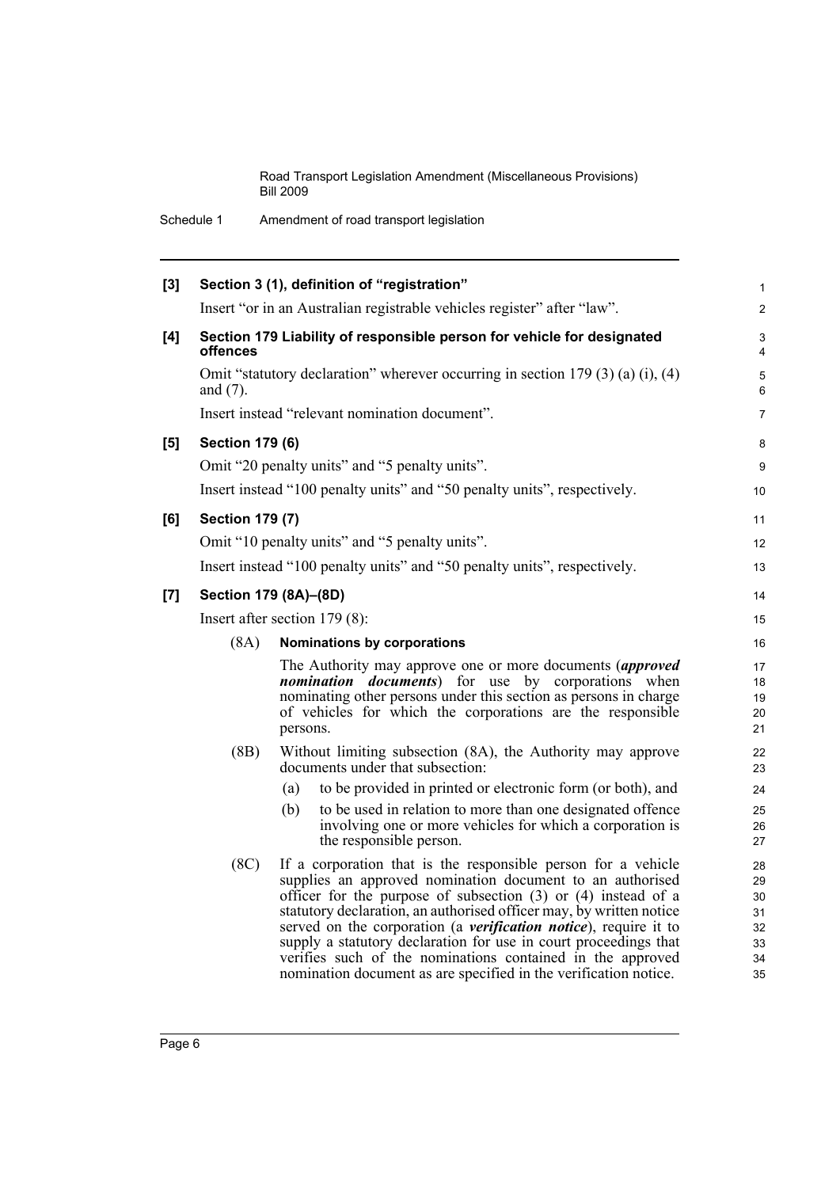**[3] Section 3 (1), definition of "registration"**

Insert "or in an Australian registrable vehicles register" after "law".

**[4] Section 179 Liability of responsible person for vehicle for designated offences**

Omit "statutory declaration" wherever occurring in section 179 (3) (a) (i), (4) and (7).

Insert instead "relevant nomination document".

**[5] Section 179 (6)**

Omit "20 penalty units" and "5 penalty units".

Insert instead "100 penalty units" and "50 penalty units", respectively.

**[6] Section 179 (7)**

Omit "10 penalty units" and "5 penalty units".

Insert instead "100 penalty units" and "50 penalty units", respectively.

**[7] Section 179 (8A)–(8D)**

Insert after section 179 (8):

(8A) **Nominations by corporations**

The Authority may approve one or more documents (***approved nomination documents***) for use by corporations when nominating other persons under this section as persons in charge of vehicles for which the corporations are the responsible persons.

(8B) Without limiting subsection (8A), the Authority may approve documents under that subsection:

- (a) to be provided in printed or electronic form (or both), and
- (b) to be used in relation to more than one designated offence involving one or more vehicles for which a corporation is the responsible person.

(8C) If a corporation that is the responsible person for a vehicle supplies an approved nomination document to an authorised officer for the purpose of subsection (3) or (4) instead of a statutory declaration, an authorised officer may, by written notice served on the corporation (a ***verification notice***), require it to supply a statutory declaration for use in court proceedings that verifies such of the nominations contained in the approved nomination document as are specified in the verification notice.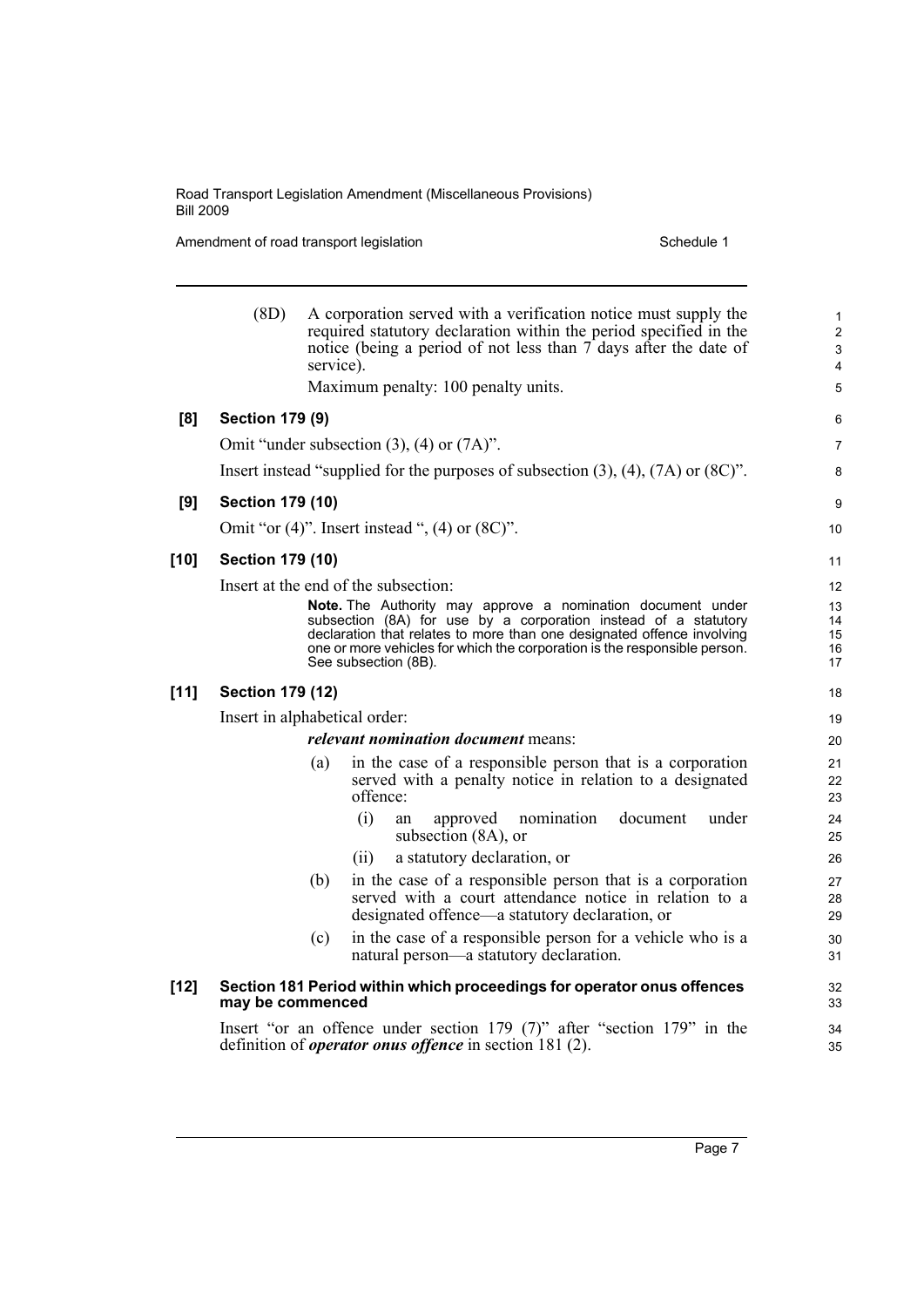(8D) A corporation served with a verification notice must supply the required statutory declaration within the period specified in the notice (being a period of not less than 7 days after the date of service).

Maximum penalty: 100 penalty units.

**[8] Section 179 (9)**

Omit "under subsection (3), (4) or (7A)".

Insert instead "supplied for the purposes of subsection (3), (4), (7A) or (8C)".

**[9] Section 179 (10)**

Omit "or (4)". Insert instead ", (4) or (8C)".

**[10] Section 179 (10)**

Insert at the end of the subsection:

**Note.** The Authority may approve a nomination document under subsection (8A) for use by a corporation instead of a statutory declaration that relates to more than one designated offence involving one or more vehicles for which the corporation is the responsible person. See subsection (8B).

**[11] Section 179 (12)**

Insert in alphabetical order:

***relevant nomination document*** means:

(a) in the case of a responsible person that is a corporation served with a penalty notice in relation to a designated offence:

(i) an approved nomination document under subsection (8A), or

(ii) a statutory declaration, or

(b) in the case of a responsible person that is a corporation served with a court attendance notice in relation to a designated offence—a statutory declaration, or

(c) in the case of a responsible person for a vehicle who is a natural person—a statutory declaration.

**[12] Section 181 Period within which proceedings for operator onus offences may be commenced**

Insert "or an offence under section 179 (7)" after "section 179" in the definition of ***operator onus offence*** in section 181 (2).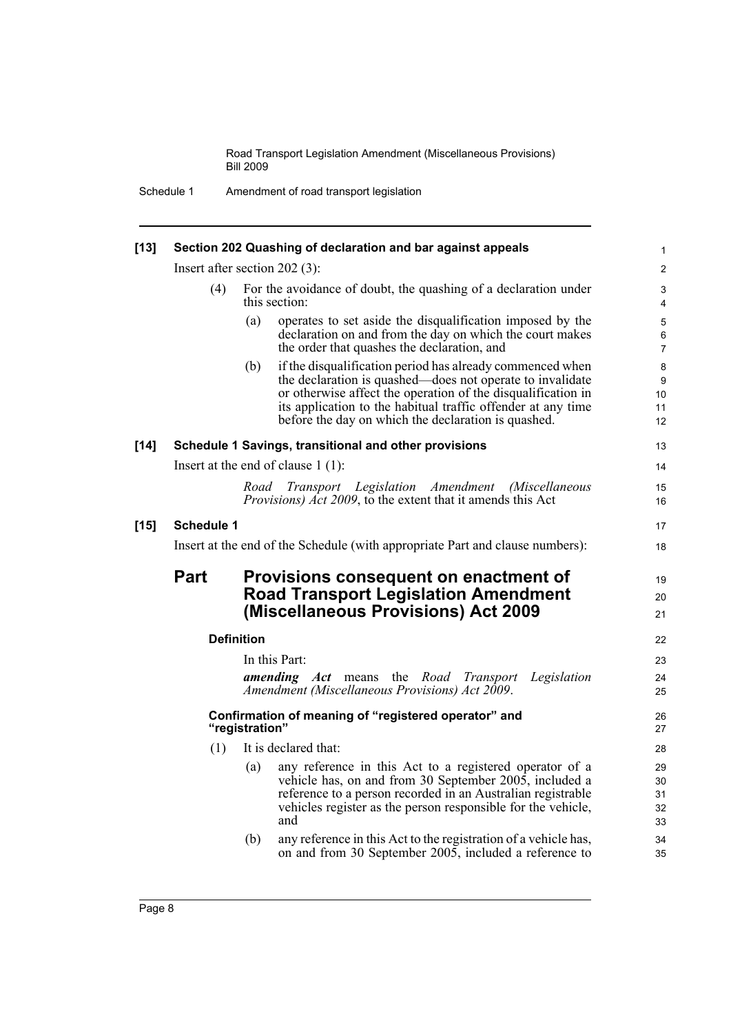**[13] Section 202 Quashing of declaration and bar against appeals**

Insert after section 202 (3):

(4) For the avoidance of doubt, the quashing of a declaration under this section:

(a) operates to set aside the disqualification imposed by the declaration on and from the day on which the court makes the order that quashes the declaration, and

(b) if the disqualification period has already commenced when the declaration is quashed—does not operate to invalidate or otherwise affect the operation of the disqualification in its application to the habitual traffic offender at any time before the day on which the declaration is quashed.

**[14] Schedule 1 Savings, transitional and other provisions**

Insert at the end of clause 1 (1):

*Road Transport Legislation Amendment (Miscellaneous Provisions) Act 2009*, to the extent that it amends this Act

**[15] Schedule 1**

Insert at the end of the Schedule (with appropriate Part and clause numbers):

## Part Provisions consequent on enactment of Road Transport Legislation Amendment (Miscellaneous Provisions) Act 2009

**Definition**

In this Part:

***amending Act*** means the *Road Transport Legislation Amendment (Miscellaneous Provisions) Act 2009*.

**Confirmation of meaning of "registered operator" and "registration"**

(1) It is declared that:

(a) any reference in this Act to a registered operator of a vehicle has, on and from 30 September 2005, included a reference to a person recorded in an Australian registrable vehicles register as the person responsible for the vehicle, and

(b) any reference in this Act to the registration of a vehicle has, on and from 30 September 2005, included a reference to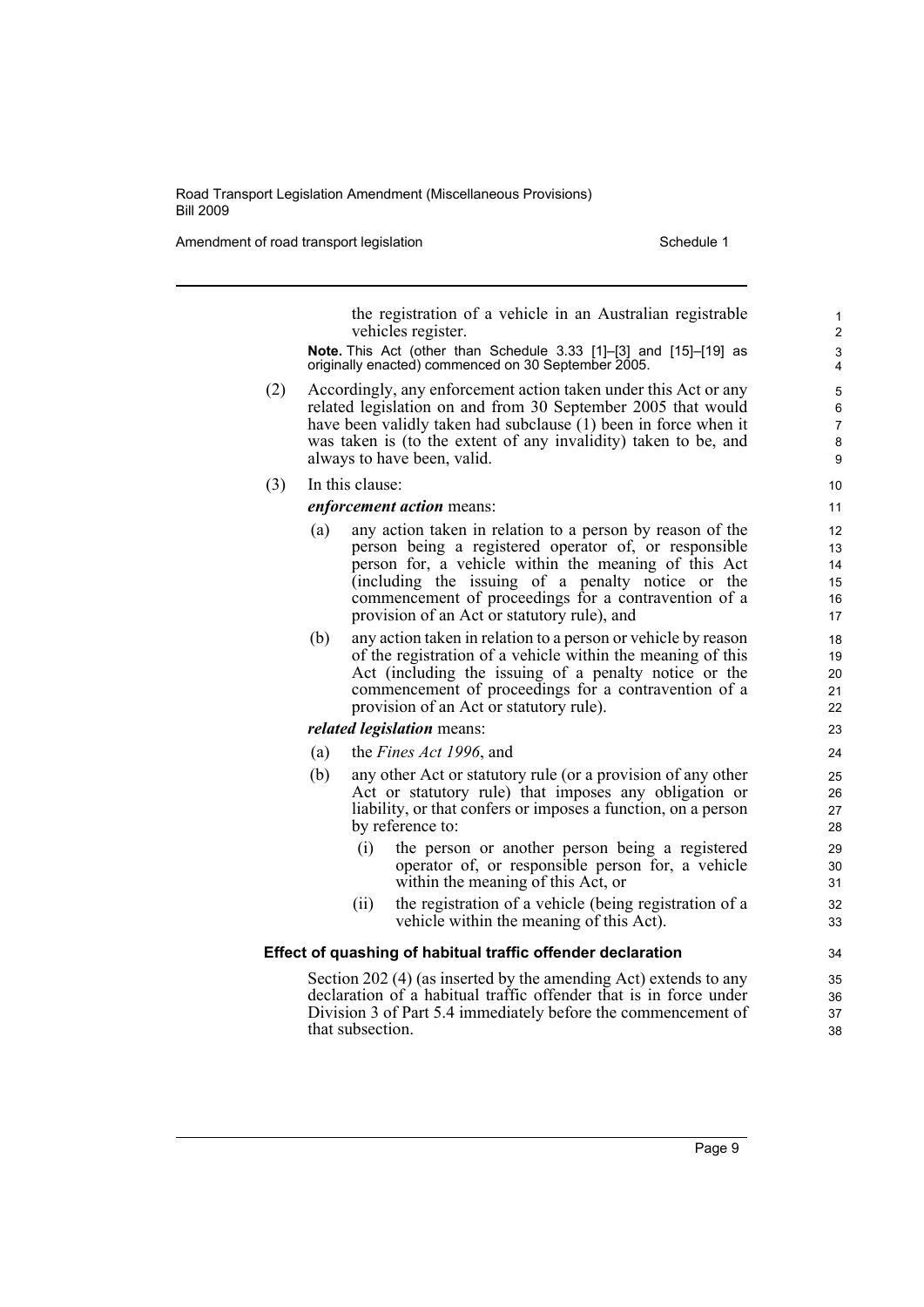the registration of a vehicle in an Australian registrable vehicles register.

**Note.** This Act (other than Schedule 3.33 [1]–[3] and [15]–[19] as originally enacted) commenced on 30 September 2005.

(2) Accordingly, any enforcement action taken under this Act or any related legislation on and from 30 September 2005 that would have been validly taken had subclause (1) been in force when it was taken is (to the extent of any invalidity) taken to be, and always to have been, valid.

(3) In this clause:

***enforcement action*** means:

(a) any action taken in relation to a person by reason of the person being a registered operator of, or responsible person for, a vehicle within the meaning of this Act (including the issuing of a penalty notice or the commencement of proceedings for a contravention of a provision of an Act or statutory rule), and

(b) any action taken in relation to a person or vehicle by reason of the registration of a vehicle within the meaning of this Act (including the issuing of a penalty notice or the commencement of proceedings for a contravention of a provision of an Act or statutory rule).

***related legislation*** means:

(a) the *Fines Act 1996*, and

(b) any other Act or statutory rule (or a provision of any other Act or statutory rule) that imposes any obligation or liability, or that confers or imposes a function, on a person by reference to:

(i) the person or another person being a registered operator of, or responsible person for, a vehicle within the meaning of this Act, or

(ii) the registration of a vehicle (being registration of a vehicle within the meaning of this Act).

**Effect of quashing of habitual traffic offender declaration**

Section 202 (4) (as inserted by the amending Act) extends to any declaration of a habitual traffic offender that is in force under Division 3 of Part 5.4 immediately before the commencement of that subsection.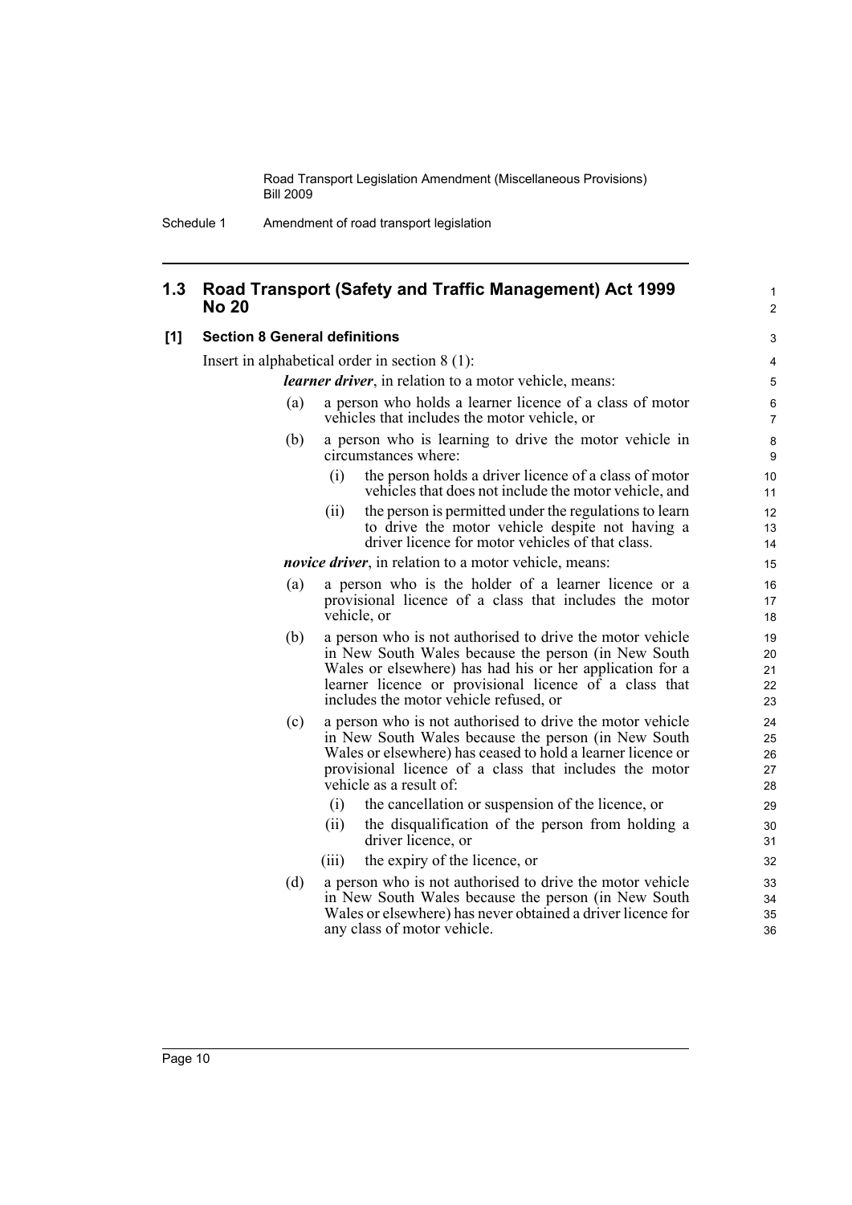## 1.3 Road Transport (Safety and Traffic Management) Act 1999 No 20

### [1] Section 8 General definitions

Insert in alphabetical order in section 8 (1):

***learner driver***, in relation to a motor vehicle, means:

(a) a person who holds a learner licence of a class of motor vehicles that includes the motor vehicle, or

(b) a person who is learning to drive the motor vehicle in circumstances where:

(i) the person holds a driver licence of a class of motor vehicles that does not include the motor vehicle, and

(ii) the person is permitted under the regulations to learn to drive the motor vehicle despite not having a driver licence for motor vehicles of that class.

***novice driver***, in relation to a motor vehicle, means:

(a) a person who is the holder of a learner licence or a provisional licence of a class that includes the motor vehicle, or

(b) a person who is not authorised to drive the motor vehicle in New South Wales because the person (in New South Wales or elsewhere) has had his or her application for a learner licence or provisional licence of a class that includes the motor vehicle refused, or

(c) a person who is not authorised to drive the motor vehicle in New South Wales because the person (in New South Wales or elsewhere) has ceased to hold a learner licence or provisional licence of a class that includes the motor vehicle as a result of:

(i) the cancellation or suspension of the licence, or

(ii) the disqualification of the person from holding a driver licence, or

(iii) the expiry of the licence, or

(d) a person who is not authorised to drive the motor vehicle in New South Wales because the person (in New South Wales or elsewhere) has never obtained a driver licence for any class of motor vehicle.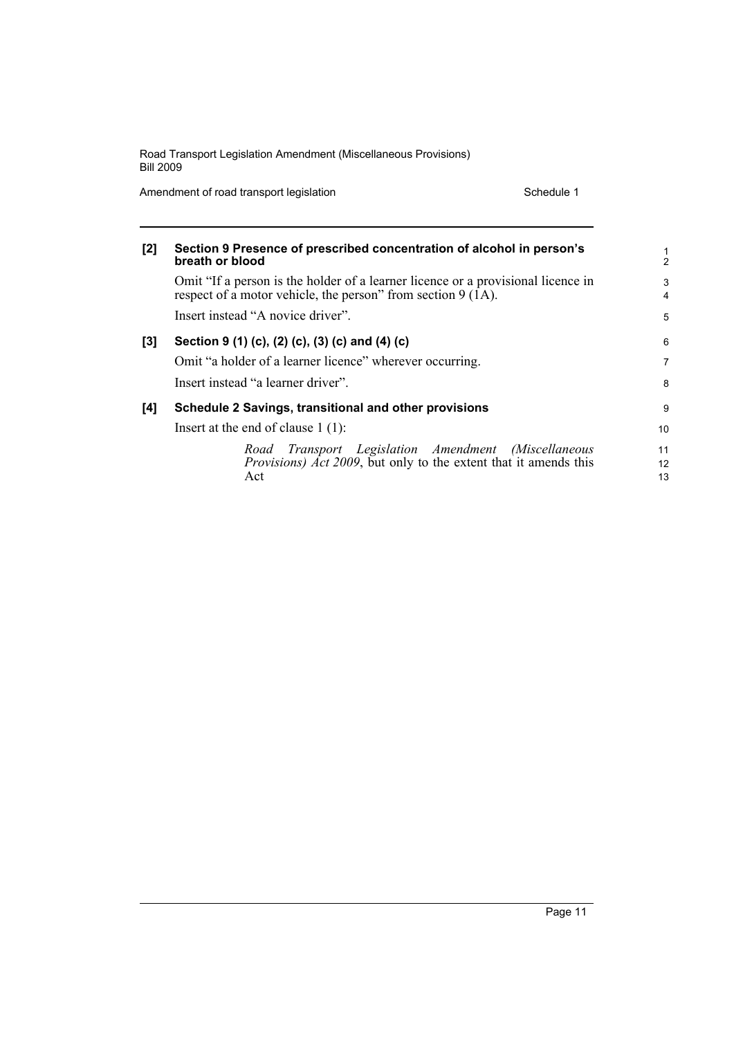**[2] Section 9 Presence of prescribed concentration of alcohol in person's breath or blood**

Omit "If a person is the holder of a learner licence or a provisional licence in respect of a motor vehicle, the person" from section 9 (1A).

Insert instead "A novice driver".

**[3] Section 9 (1) (c), (2) (c), (3) (c) and (4) (c)**

Omit "a holder of a learner licence" wherever occurring.

Insert instead "a learner driver".

**[4] Schedule 2 Savings, transitional and other provisions**

Insert at the end of clause 1 (1):

> *Road Transport Legislation Amendment (Miscellaneous Provisions) Act 2009*, but only to the extent that it amends this Act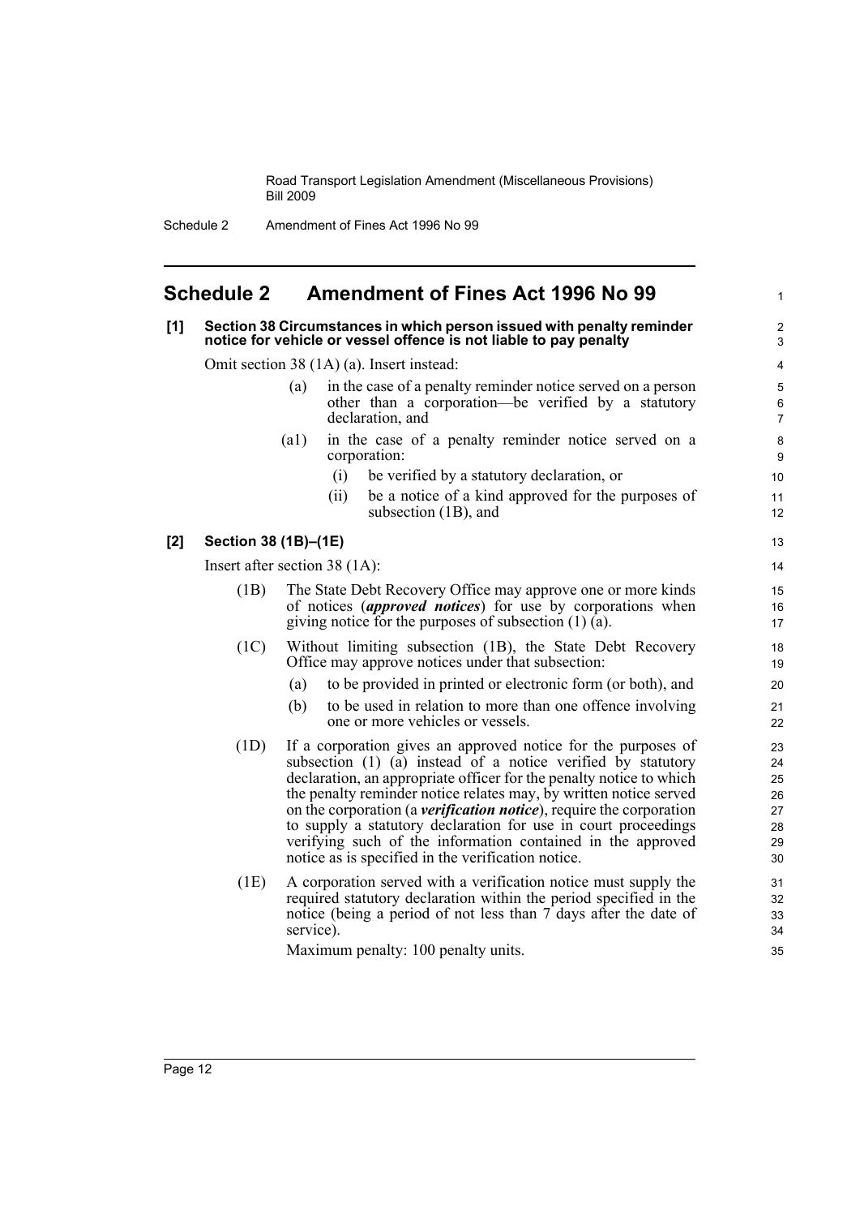## Schedule 2 Amendment of Fines Act 1996 No 99

**[1] Section 38 Circumstances in which person issued with penalty reminder notice for vehicle or vessel offence is not liable to pay penalty**

Omit section 38 (1A) (a). Insert instead:

- (a) in the case of a penalty reminder notice served on a person other than a corporation—be verified by a statutory declaration, and
- (a1) in the case of a penalty reminder notice served on a corporation:
  - (i) be verified by a statutory declaration, or
  - (ii) be a notice of a kind approved for the purposes of subsection (1B), and

**[2] Section 38 (1B)–(1E)**

Insert after section 38 (1A):

(1B) The State Debt Recovery Office may approve one or more kinds of notices (***approved notices***) for use by corporations when giving notice for the purposes of subsection (1) (a).

(1C) Without limiting subsection (1B), the State Debt Recovery Office may approve notices under that subsection:

- (a) to be provided in printed or electronic form (or both), and
- (b) to be used in relation to more than one offence involving one or more vehicles or vessels.

(1D) If a corporation gives an approved notice for the purposes of subsection (1) (a) instead of a notice verified by statutory declaration, an appropriate officer for the penalty notice to which the penalty reminder notice relates may, by written notice served on the corporation (a ***verification notice***), require the corporation to supply a statutory declaration for use in court proceedings verifying such of the information contained in the approved notice as is specified in the verification notice.

(1E) A corporation served with a verification notice must supply the required statutory declaration within the period specified in the notice (being a period of not less than 7 days after the date of service).

Maximum penalty: 100 penalty units.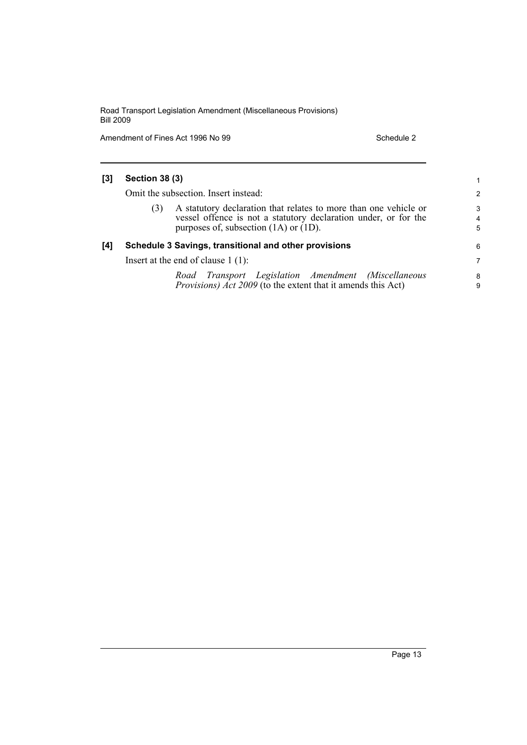**[3] Section 38 (3)**

Omit the subsection. Insert instead:

(3) A statutory declaration that relates to more than one vehicle or vessel offence is not a statutory declaration under, or for the purposes of, subsection (1A) or (1D).

**[4] Schedule 3 Savings, transitional and other provisions**

Insert at the end of clause 1 (1):

*Road Transport Legislation Amendment (Miscellaneous Provisions) Act 2009* (to the extent that it amends this Act)